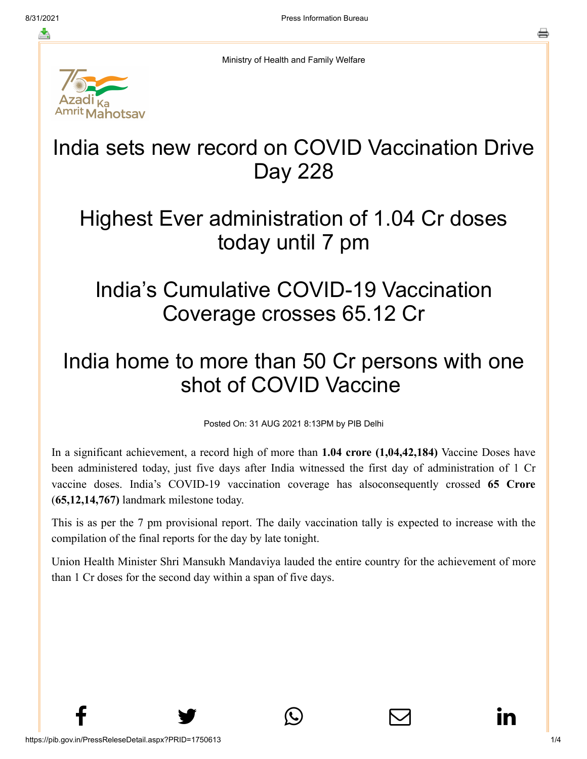Ministry of Health and Family Welfare

# India sets new record on COVID Vaccination Drive Day 228

# Highest Ever administration of 1.04 Cr doses today until 7 pm

# India's Cumulative COVID-19 Vaccination Coverage crosses 65.12 Cr

# India home to more than 50 Cr persons with one shot of COVID Vaccine

Posted On: 31 AUG 2021 8:13PM by PIB Delhi

In a significant achievement, a record high of more than **1.04 crore (1,04,42,184)** Vaccine Doses have been administered today, just five days after India witnessed the first day of administration of 1 Cr vaccine doses. India's COVID-19 vaccination coverage has alsoconsequently crossed **65 Crore (65,12,14,767)** landmark milestone today.

This is as per the 7 pm provisional report. The daily vaccination tally is expected to increase with the compilation of the final reports for the day by late tonight.

Union Health Minister Shri Mansukh Mandaviya lauded the entire country for the achievement of more than 1 Cr doses for the second day within a span of five days.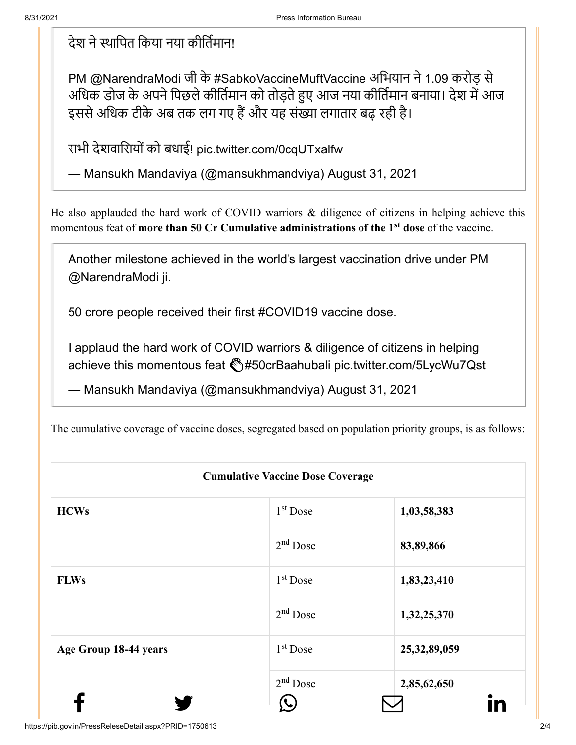> देश ने स्थापित किया नया कीर्तिमान!
>
> PM @NarendraModi जी के #SabkoVaccineMuftVaccine अभियान ने 1.09 करोड़ से अधिक डोज के अपने पिछले कीर्तिमान को तोड़ते हुए आज नया कीर्तिमान बनाया। देश में आज इससे अधिक टीके अब तक लग गए हैं और यह संख्या लगातार बढ़ रही है।
>
> सभी देशवासियों को बधाई! pic.twitter.com/0cqUTxalfw
>
> — Mansukh Mandaviya (@mansukhmandviya) August 31, 2021

He also applauded the hard work of COVID warriors & diligence of citizens in helping achieve this momentous feat of **more than 50 Cr Cumulative administrations of the 1st dose** of the vaccine.

> Another milestone achieved in the world's largest vaccination drive under PM @NarendraModi ji.
>
> 50 crore people received their first #COVID19 vaccine dose.
>
> I applaud the hard work of COVID warriors & diligence of citizens in helping achieve this momentous feat 👏#50crBaahubali pic.twitter.com/5LycWu7Qst
>
> — Mansukh Mandaviya (@mansukhmandviya) August 31, 2021

The cumulative coverage of vaccine doses, segregated based on population priority groups, is as follows:

| Cumulative Vaccine Dose Coverage | | |
|---|---|---|
| **HCWs** | 1st Dose | **1,03,58,383** |
| | 2nd Dose | **83,89,866** |
| **FLWs** | 1st Dose | **1,83,23,410** |
| | 2nd Dose | **1,32,25,370** |
| **Age Group 18-44 years** | 1st Dose | **25,32,89,059** |
| | 2nd Dose | **2,85,62,650** |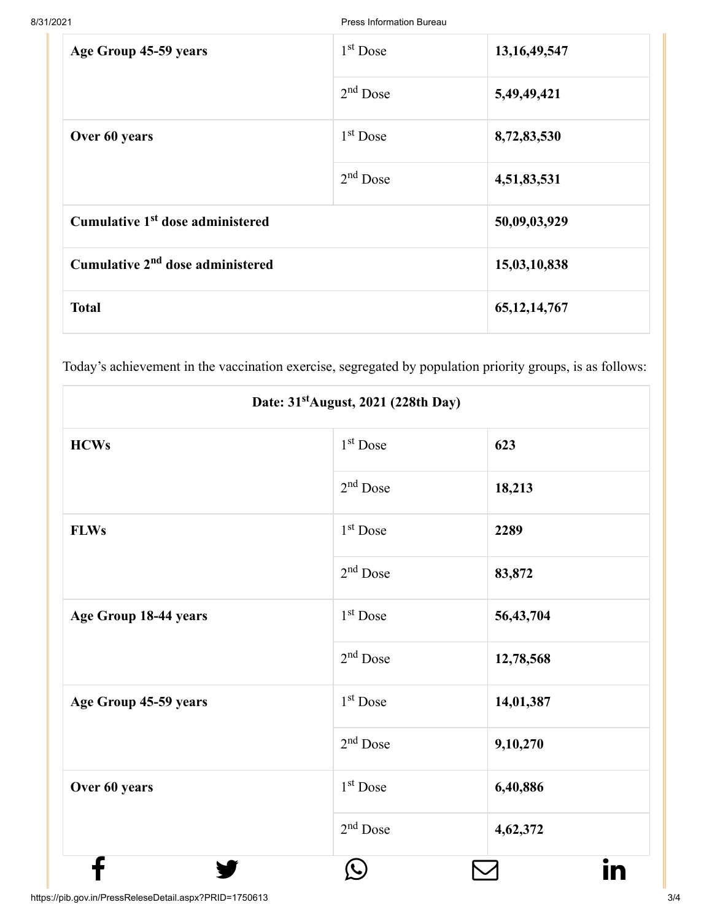| Age Group 45-59 years | 1st Dose | **13,16,49,547** |
|---|---|---|
| | 2nd Dose | **5,49,49,421** |
| **Over 60 years** | 1st Dose | **8,72,83,530** |
| | 2nd Dose | **4,51,83,531** |
| **Cumulative 1st dose administered** | | **50,09,03,929** |
| **Cumulative 2nd dose administered** | | **15,03,10,838** |
| **Total** | | **65,12,14,767** |

Today's achievement in the vaccination exercise, segregated by population priority groups, is as follows:

| Date: 31st August, 2021 (228th Day) | | |
|---|---|---|
| **HCWs** | 1st Dose | **623** |
| | 2nd Dose | **18,213** |
| **FLWs** | 1st Dose | **2289** |
| | 2nd Dose | **83,872** |
| **Age Group 18-44 years** | 1st Dose | **56,43,704** |
| | 2nd Dose | **12,78,568** |
| **Age Group 45-59 years** | 1st Dose | **14,01,387** |
| | 2nd Dose | **9,10,270** |
| **Over 60 years** | 1st Dose | **6,40,886** |
| | 2nd Dose | **4,62,372** |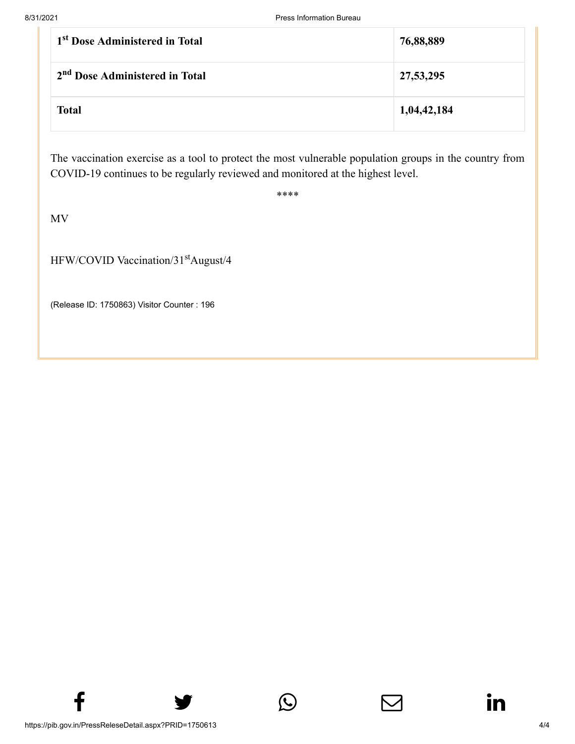| | |
|---|---|
| **1st Dose Administered in Total** | **76,88,889** |
| **2nd Dose Administered in Total** | **27,53,295** |
| **Total** | **1,04,42,184** |

The vaccination exercise as a tool to protect the most vulnerable population groups in the country from COVID-19 continues to be regularly reviewed and monitored at the highest level.

****

MV

HFW/COVID Vaccination/31st August/4

(Release ID: 1750863) Visitor Counter : 196